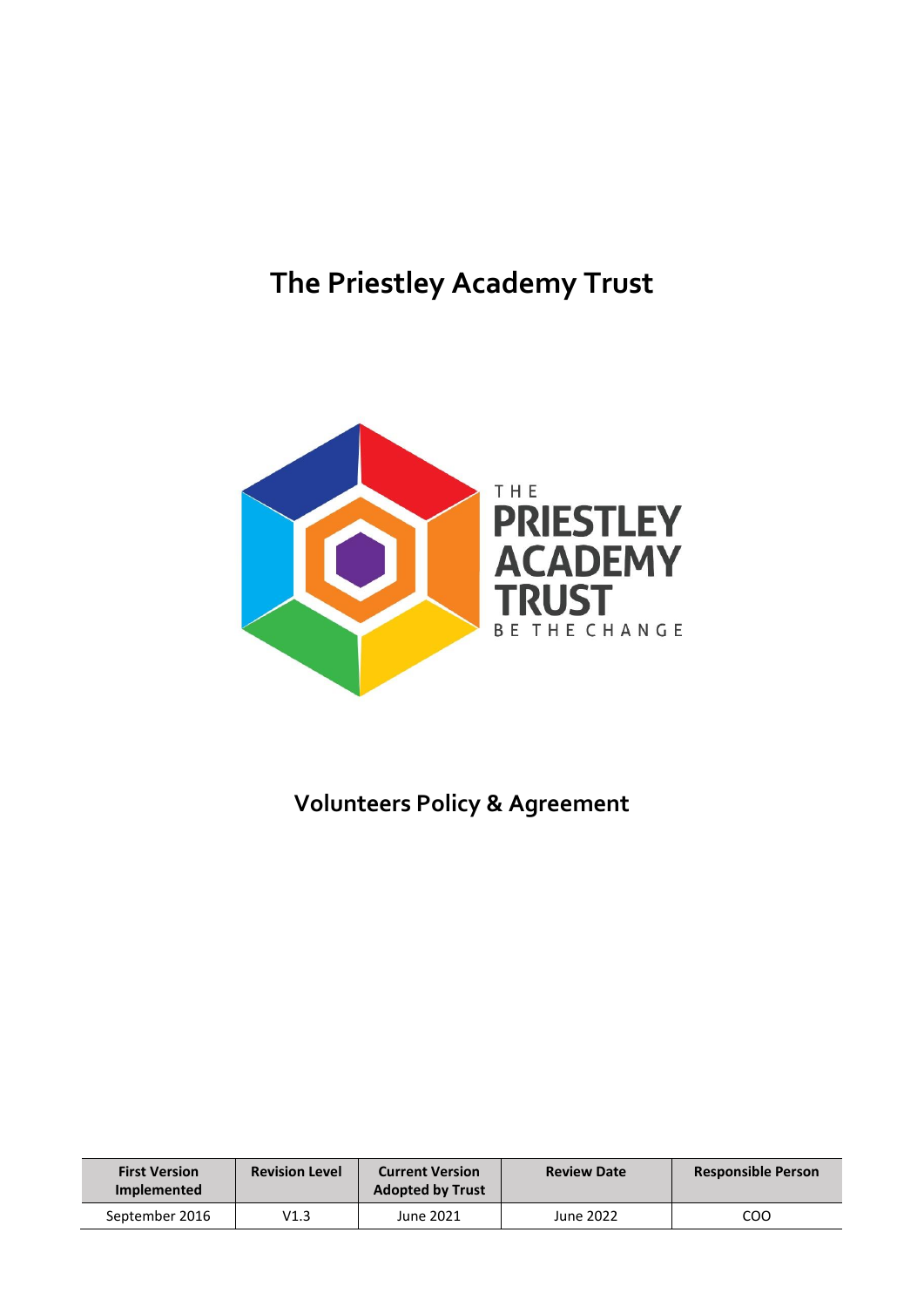# The Priestley Academy Trust

## Volunteers Policy & Agreement

| First Version Implemented | Revision Level | Current Version Adopted by Trust | Review Date | Responsible Person |
|---|---|---|---|---|
| September 2016 | V1.3 | June 2021 | June 2022 | COO |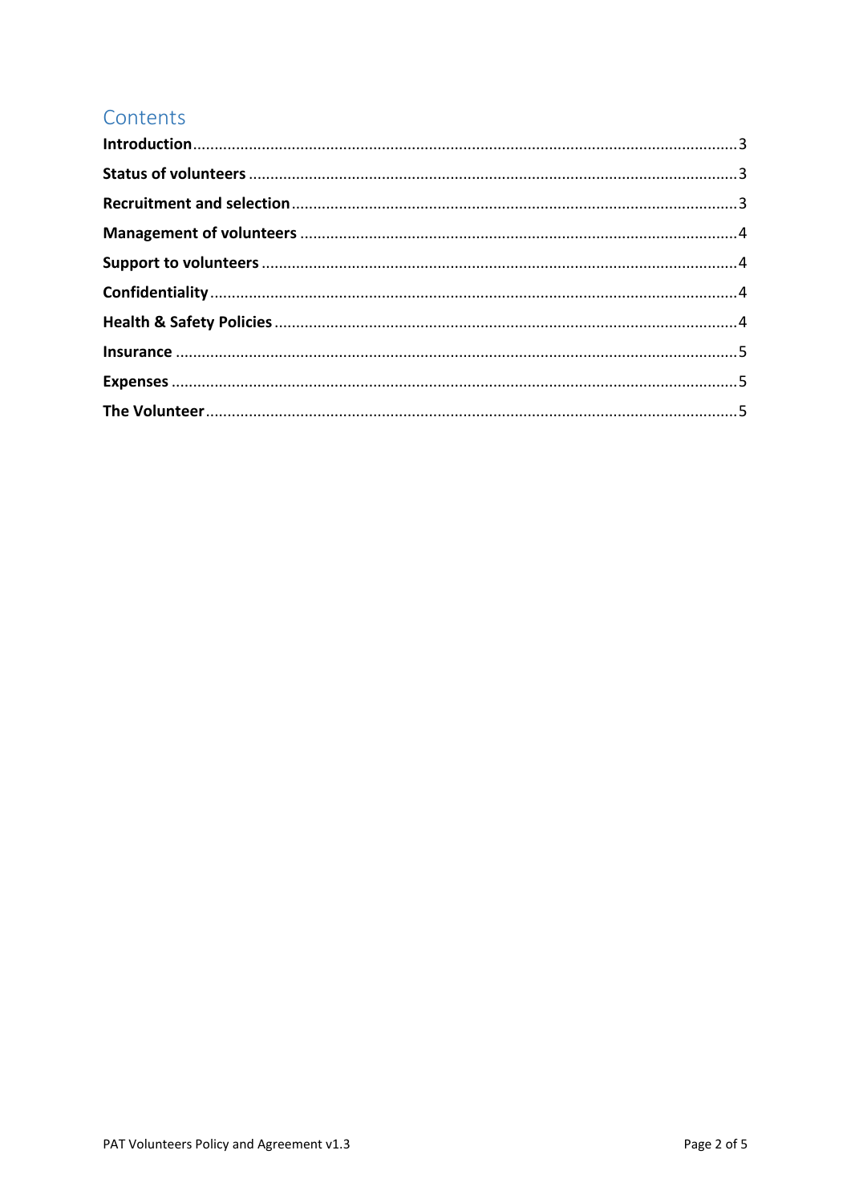## Contents

**Introduction** ........ 3
**Status of volunteers** ........ 3
**Recruitment and selection** ........ 3
**Management of volunteers** ........ 4
**Support to volunteers** ........ 4
**Confidentiality** ........ 4
**Health & Safety Policies** ........ 4
**Insurance** ........ 5
**Expenses** ........ 5
**The Volunteer** ........ 5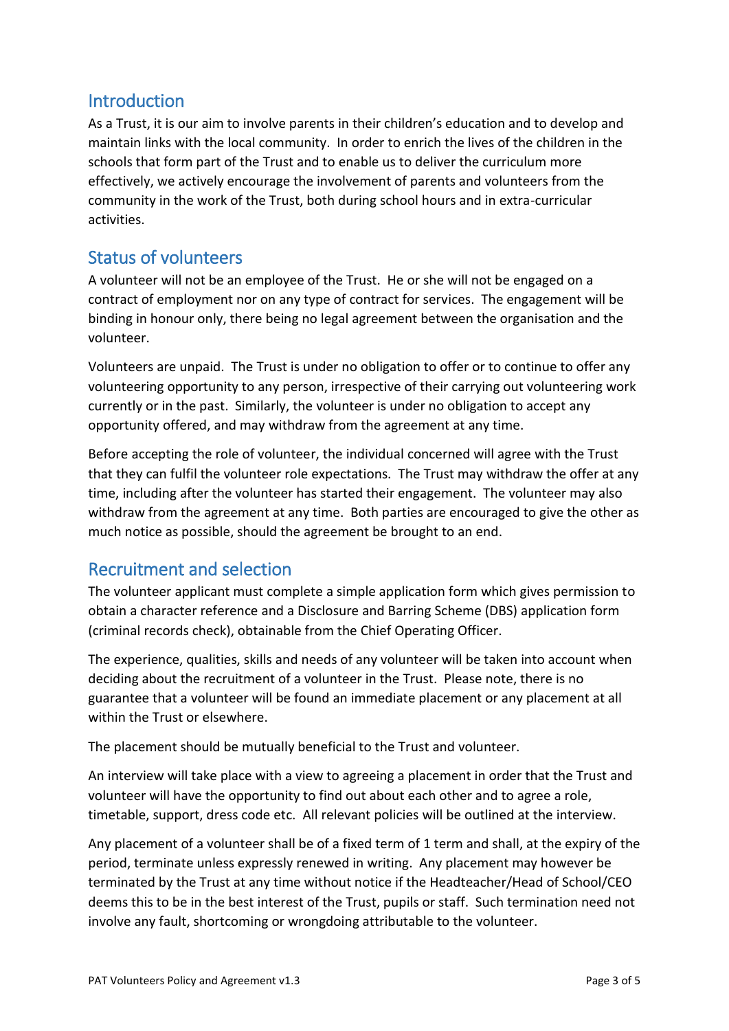## Introduction

As a Trust, it is our aim to involve parents in their children's education and to develop and maintain links with the local community. In order to enrich the lives of the children in the schools that form part of the Trust and to enable us to deliver the curriculum more effectively, we actively encourage the involvement of parents and volunteers from the community in the work of the Trust, both during school hours and in extra-curricular activities.

## Status of volunteers

A volunteer will not be an employee of the Trust. He or she will not be engaged on a contract of employment nor on any type of contract for services. The engagement will be binding in honour only, there being no legal agreement between the organisation and the volunteer.

Volunteers are unpaid. The Trust is under no obligation to offer or to continue to offer any volunteering opportunity to any person, irrespective of their carrying out volunteering work currently or in the past. Similarly, the volunteer is under no obligation to accept any opportunity offered, and may withdraw from the agreement at any time.

Before accepting the role of volunteer, the individual concerned will agree with the Trust that they can fulfil the volunteer role expectations. The Trust may withdraw the offer at any time, including after the volunteer has started their engagement. The volunteer may also withdraw from the agreement at any time. Both parties are encouraged to give the other as much notice as possible, should the agreement be brought to an end.

## Recruitment and selection

The volunteer applicant must complete a simple application form which gives permission to obtain a character reference and a Disclosure and Barring Scheme (DBS) application form (criminal records check), obtainable from the Chief Operating Officer.

The experience, qualities, skills and needs of any volunteer will be taken into account when deciding about the recruitment of a volunteer in the Trust. Please note, there is no guarantee that a volunteer will be found an immediate placement or any placement at all within the Trust or elsewhere.

The placement should be mutually beneficial to the Trust and volunteer.

An interview will take place with a view to agreeing a placement in order that the Trust and volunteer will have the opportunity to find out about each other and to agree a role, timetable, support, dress code etc. All relevant policies will be outlined at the interview.

Any placement of a volunteer shall be of a fixed term of 1 term and shall, at the expiry of the period, terminate unless expressly renewed in writing. Any placement may however be terminated by the Trust at any time without notice if the Headteacher/Head of School/CEO deems this to be in the best interest of the Trust, pupils or staff. Such termination need not involve any fault, shortcoming or wrongdoing attributable to the volunteer.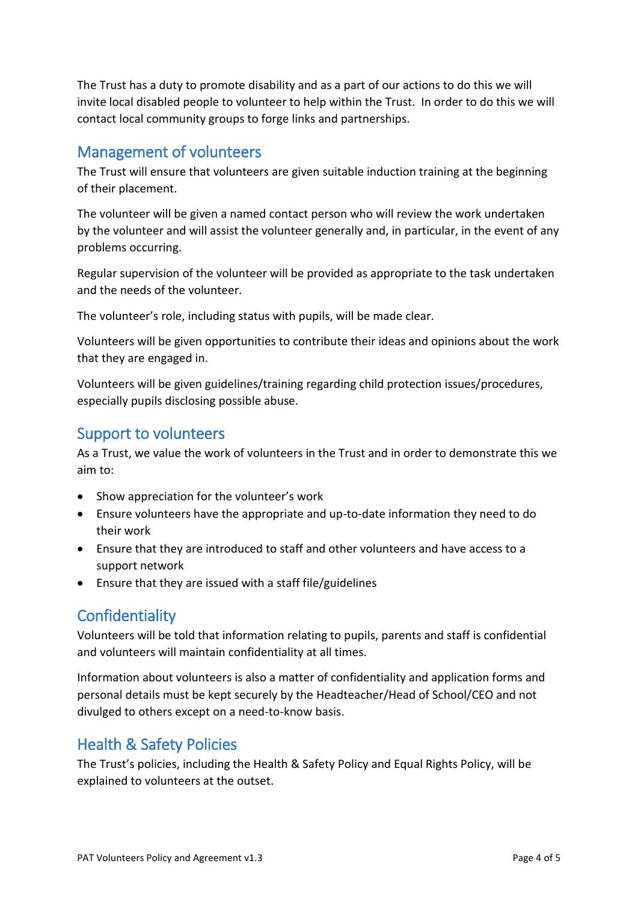The Trust has a duty to promote disability and as a part of our actions to do this we will invite local disabled people to volunteer to help within the Trust. In order to do this we will contact local community groups to forge links and partnerships.

## Management of volunteers

The Trust will ensure that volunteers are given suitable induction training at the beginning of their placement.

The volunteer will be given a named contact person who will review the work undertaken by the volunteer and will assist the volunteer generally and, in particular, in the event of any problems occurring.

Regular supervision of the volunteer will be provided as appropriate to the task undertaken and the needs of the volunteer.

The volunteer's role, including status with pupils, will be made clear.

Volunteers will be given opportunities to contribute their ideas and opinions about the work that they are engaged in.

Volunteers will be given guidelines/training regarding child protection issues/procedures, especially pupils disclosing possible abuse.

## Support to volunteers

As a Trust, we value the work of volunteers in the Trust and in order to demonstrate this we aim to:

- Show appreciation for the volunteer's work
- Ensure volunteers have the appropriate and up-to-date information they need to do their work
- Ensure that they are introduced to staff and other volunteers and have access to a support network
- Ensure that they are issued with a staff file/guidelines

## Confidentiality

Volunteers will be told that information relating to pupils, parents and staff is confidential and volunteers will maintain confidentiality at all times.

Information about volunteers is also a matter of confidentiality and application forms and personal details must be kept securely by the Headteacher/Head of School/CEO and not divulged to others except on a need-to-know basis.

## Health & Safety Policies

The Trust's policies, including the Health & Safety Policy and Equal Rights Policy, will be explained to volunteers at the outset.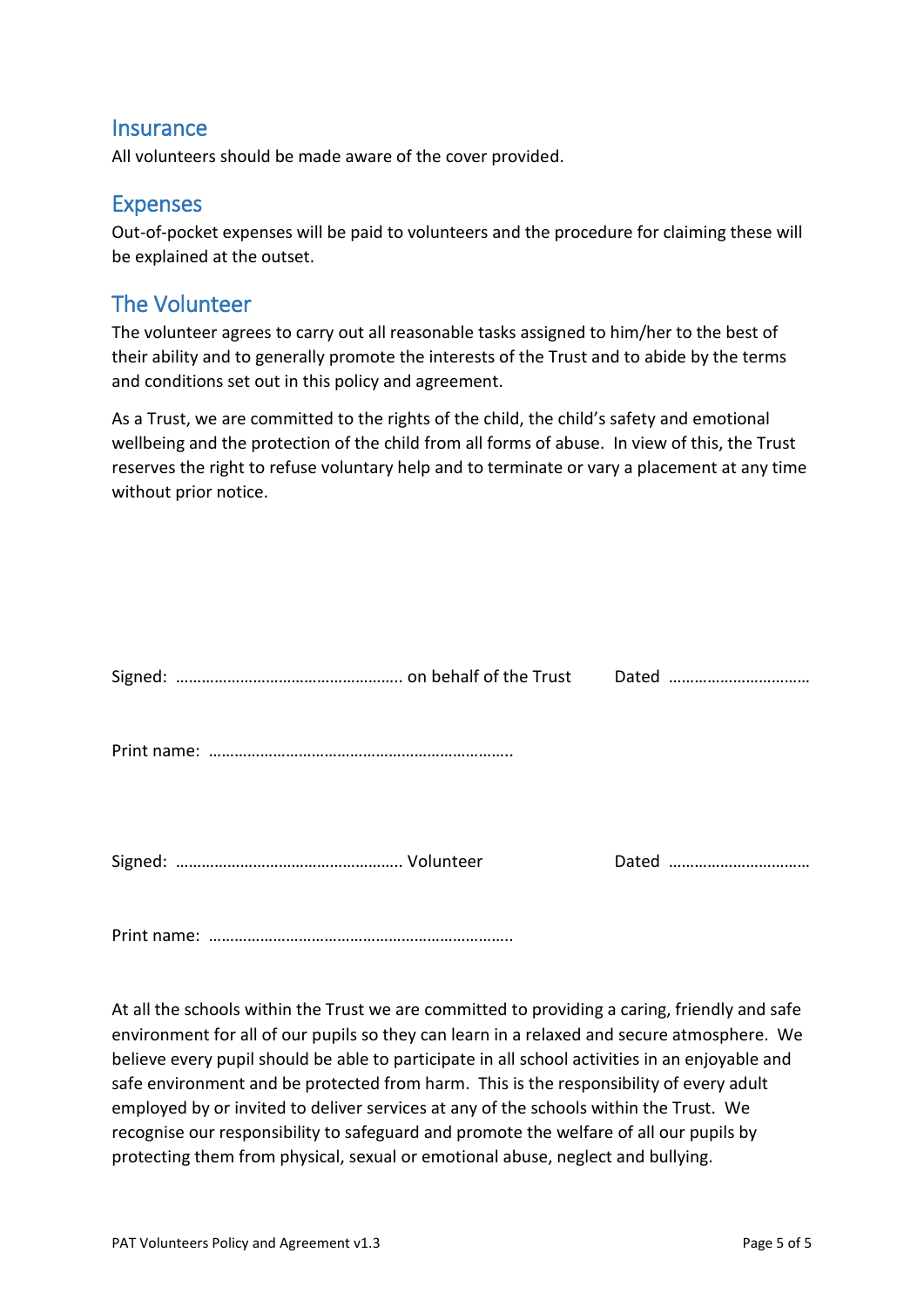## Insurance

All volunteers should be made aware of the cover provided.

## Expenses

Out-of-pocket expenses will be paid to volunteers and the procedure for claiming these will be explained at the outset.

## The Volunteer

The volunteer agrees to carry out all reasonable tasks assigned to him/her to the best of their ability and to generally promote the interests of the Trust and to abide by the terms and conditions set out in this policy and agreement.

As a Trust, we are committed to the rights of the child, the child's safety and emotional wellbeing and the protection of the child from all forms of abuse. In view of this, the Trust reserves the right to refuse voluntary help and to terminate or vary a placement at any time without prior notice.

Signed: …………………………………………….. on behalf of the Trust Dated ……………………………

Print name: ……………………………………………………………..

Signed: …………………………………………….. Volunteer Dated ……………………………

Print name: ……………………………………………………………..

At all the schools within the Trust we are committed to providing a caring, friendly and safe environment for all of our pupils so they can learn in a relaxed and secure atmosphere. We believe every pupil should be able to participate in all school activities in an enjoyable and safe environment and be protected from harm. This is the responsibility of every adult employed by or invited to deliver services at any of the schools within the Trust. We recognise our responsibility to safeguard and promote the welfare of all our pupils by protecting them from physical, sexual or emotional abuse, neglect and bullying.